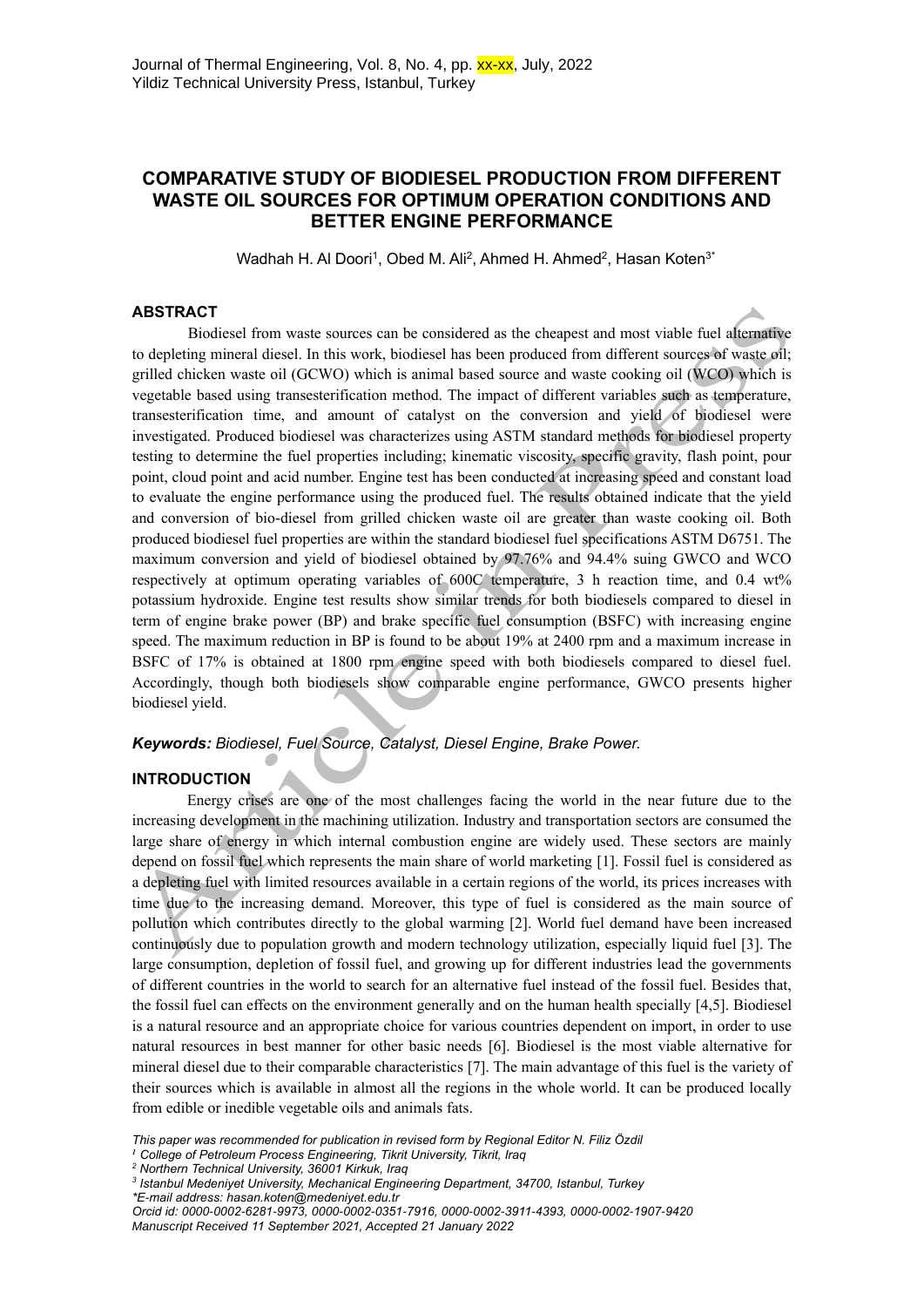# COMPARATIVE STUDY OF BIODIESEL PRODUCTION FROM DIFFERENT WASTE OIL SOURCES FOR OPTIMUM OPERATION CONDITIONS AND BETTER ENGINE PERFORMANCE

Wadhah H. Al Doori[1], Obed M. Ali[2], Ahmed H. Ahmed[2], Hasan Koten[3*]

## ABSTRACT

Biodiesel from waste sources can be considered as the cheapest and most viable fuel alternative to depleting mineral diesel. In this work, biodiesel has been produced from different sources of waste oil; grilled chicken waste oil (GCWO) which is animal based source and waste cooking oil (WCO) which is vegetable based using transesterification method. The impact of different variables such as temperature, transesterification time, and amount of catalyst on the conversion and yield of biodiesel were investigated. Produced biodiesel was characterizes using ASTM standard methods for biodiesel property testing to determine the fuel properties including; kinematic viscosity, specific gravity, flash point, pour point, cloud point and acid number. Engine test has been conducted at increasing speed and constant load to evaluate the engine performance using the produced fuel. The results obtained indicate that the yield and conversion of bio-diesel from grilled chicken waste oil are greater than waste cooking oil. Both produced biodiesel fuel properties are within the standard biodiesel fuel specifications ASTM D6751. The maximum conversion and yield of biodiesel obtained by 97.76% and 94.4% suing GWCO and WCO respectively at optimum operating variables of 600C temperature, 3 h reaction time, and 0.4 wt% potassium hydroxide. Engine test results show similar trends for both biodiesels compared to diesel in term of engine brake power (BP) and brake specific fuel consumption (BSFC) with increasing engine speed. The maximum reduction in BP is found to be about 19% at 2400 rpm and a maximum increase in BSFC of 17% is obtained at 1800 rpm engine speed with both biodiesels compared to diesel fuel. Accordingly, though both biodiesels show comparable engine performance, GWCO presents higher biodiesel yield.

***Keywords:*** *Biodiesel, Fuel Source, Catalyst, Diesel Engine, Brake Power.*

## INTRODUCTION

Energy crises are one of the most challenges facing the world in the near future due to the increasing development in the machining utilization. Industry and transportation sectors are consumed the large share of energy in which internal combustion engine are widely used. These sectors are mainly depend on fossil fuel which represents the main share of world marketing [1]. Fossil fuel is considered as a depleting fuel with limited resources available in a certain regions of the world, its prices increases with time due to the increasing demand. Moreover, this type of fuel is considered as the main source of pollution which contributes directly to the global warming [2]. World fuel demand have been increased continuously due to population growth and modern technology utilization, especially liquid fuel [3]. The large consumption, depletion of fossil fuel, and growing up for different industries lead the governments of different countries in the world to search for an alternative fuel instead of the fossil fuel. Besides that, the fossil fuel can effects on the environment generally and on the human health specially [4,5]. Biodiesel is a natural resource and an appropriate choice for various countries dependent on import, in order to use natural resources in best manner for other basic needs [6]. Biodiesel is the most viable alternative for mineral diesel due to their comparable characteristics [7]. The main advantage of this fuel is the variety of their sources which is available in almost all the regions in the whole world. It can be produced locally from edible or inedible vegetable oils and animals fats.

*This paper was recommended for publication in revised form by Regional Editor N. Filiz Özdil*

*[1] College of Petroleum Process Engineering, Tikrit University, Tikrit, Iraq*

*[2] Northern Technical University, 36001 Kirkuk, Iraq*

*[3] Istanbul Medeniyet University, Mechanical Engineering Department, 34700, Istanbul, Turkey*

*\*E-mail address: hasan.koten@medeniyet.edu.tr*

*Orcid id: 0000-0002-6281-9973, 0000-0002-0351-7916, 0000-0002-3911-4393, 0000-0002-1907-9420*

*Manuscript Received 11 September 2021, Accepted 21 January 2022*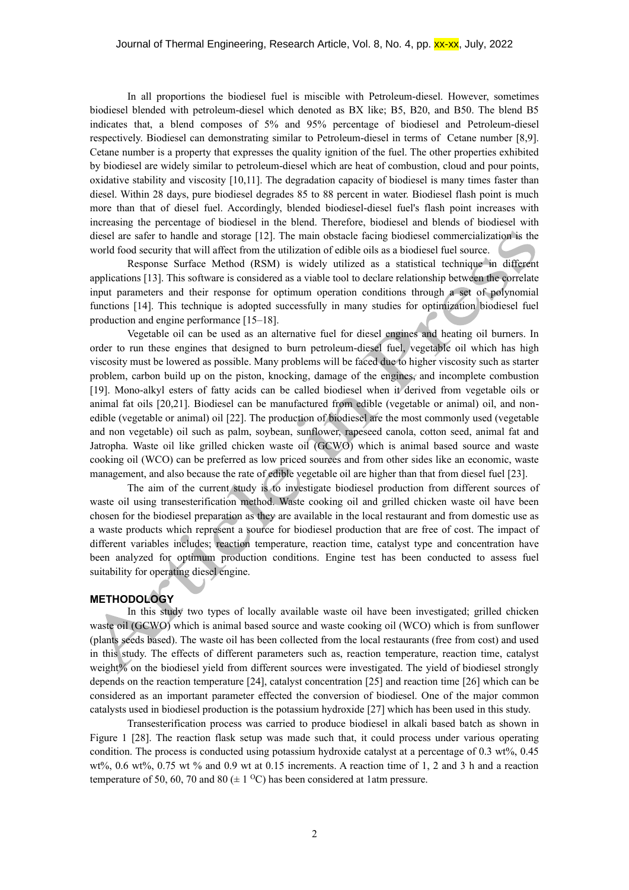In all proportions the biodiesel fuel is miscible with Petroleum-diesel. However, sometimes biodiesel blended with petroleum-diesel which denoted as BX like; B5, B20, and B50. The blend B5 indicates that, a blend composes of 5% and 95% percentage of biodiesel and Petroleum-diesel respectively. Biodiesel can demonstrating similar to Petroleum-diesel in terms of Cetane number [8,9]. Cetane number is a property that expresses the quality ignition of the fuel. The other properties exhibited by biodiesel are widely similar to petroleum-diesel which are heat of combustion, cloud and pour points, oxidative stability and viscosity [10,11]. The degradation capacity of biodiesel is many times faster than diesel. Within 28 days, pure biodiesel degrades 85 to 88 percent in water. Biodiesel flash point is much more than that of diesel fuel. Accordingly, blended biodiesel-diesel fuel's flash point increases with increasing the percentage of biodiesel in the blend. Therefore, biodiesel and blends of biodiesel with diesel are safer to handle and storage [12]. The main obstacle facing biodiesel commercialization is the world food security that will affect from the utilization of edible oils as a biodiesel fuel source.

Response Surface Method (RSM) is widely utilized as a statistical technique in different applications [13]. This software is considered as a viable tool to declare relationship between the correlate input parameters and their response for optimum operation conditions through a set of polynomial functions [14]. This technique is adopted successfully in many studies for optimization biodiesel fuel production and engine performance [15–18].

Vegetable oil can be used as an alternative fuel for diesel engines and heating oil burners. In order to run these engines that designed to burn petroleum-diesel fuel, vegetable oil which has high viscosity must be lowered as possible. Many problems will be faced due to higher viscosity such as starter problem, carbon build up on the piston, knocking, damage of the engines, and incomplete combustion [19]. Mono-alkyl esters of fatty acids can be called biodiesel when it derived from vegetable oils or animal fat oils [20,21]. Biodiesel can be manufactured from edible (vegetable or animal) oil, and non-edible (vegetable or animal) oil [22]. The production of biodiesel are the most commonly used (vegetable and non vegetable) oil such as palm, soybean, sunflower, rapeseed canola, cotton seed, animal fat and Jatropha. Waste oil like grilled chicken waste oil (GCWO) which is animal based source and waste cooking oil (WCO) can be preferred as low priced sources and from other sides like an economic, waste management, and also because the rate of edible vegetable oil are higher than that from diesel fuel [23].

The aim of the current study is to investigate biodiesel production from different sources of waste oil using transesterification method. Waste cooking oil and grilled chicken waste oil have been chosen for the biodiesel preparation as they are available in the local restaurant and from domestic use as a waste products which represent a source for biodiesel production that are free of cost. The impact of different variables includes; reaction temperature, reaction time, catalyst type and concentration have been analyzed for optimum production conditions. Engine test has been conducted to assess fuel suitability for operating diesel engine.

## METHODOLOGY

In this study two types of locally available waste oil have been investigated; grilled chicken waste oil (GCWO) which is animal based source and waste cooking oil (WCO) which is from sunflower (plants seeds based). The waste oil has been collected from the local restaurants (free from cost) and used in this study. The effects of different parameters such as, reaction temperature, reaction time, catalyst weight% on the biodiesel yield from different sources were investigated. The yield of biodiesel strongly depends on the reaction temperature [24], catalyst concentration [25] and reaction time [26] which can be considered as an important parameter effected the conversion of biodiesel. One of the major common catalysts used in biodiesel production is the potassium hydroxide [27] which has been used in this study.

Transesterification process was carried to produce biodiesel in alkali based batch as shown in Figure 1 [28]. The reaction flask setup was made such that, it could process under various operating condition. The process is conducted using potassium hydroxide catalyst at a percentage of 0.3 wt%, 0.45 wt%, 0.6 wt%, 0.75 wt % and 0.9 wt at 0.15 increments. A reaction time of 1, 2 and 3 h and a reaction temperature of 50, 60, 70 and 80 ($\pm$ 1 $^{O}$C) has been considered at 1atm pressure.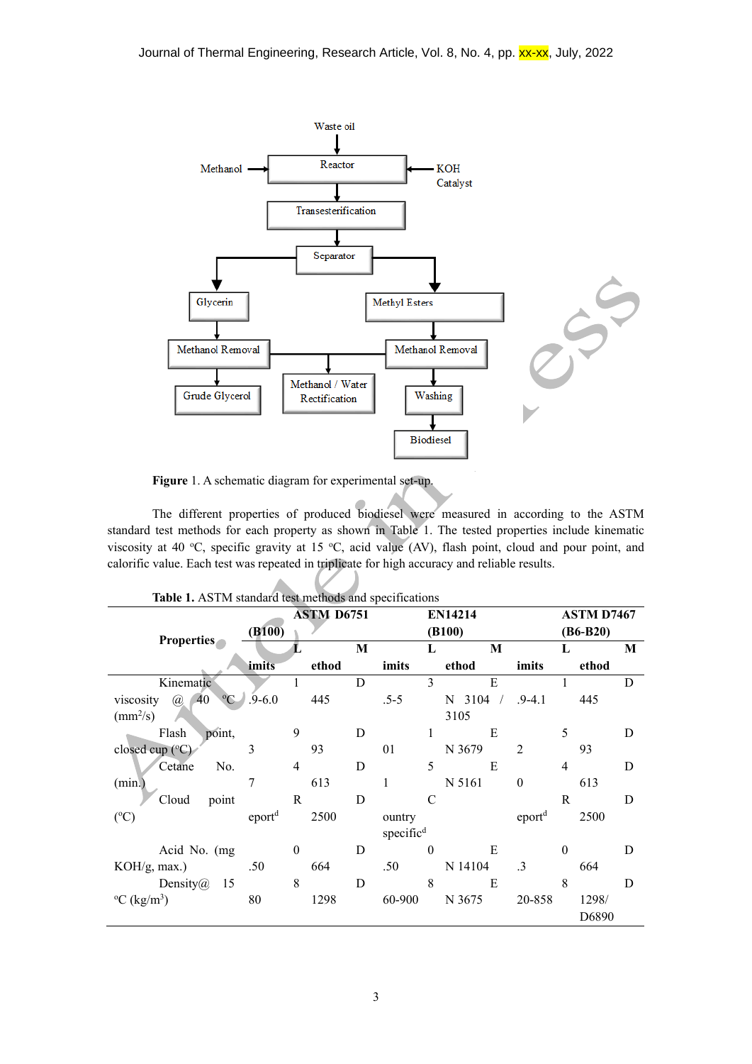**Figure** 1. A schematic diagram for experimental set-up.

The different properties of produced biodiesel were measured in according to the ASTM standard test methods for each property as shown in Table 1. The tested properties include kinematic viscosity at 40 °C, specific gravity at 15 °C, acid value (AV), flash point, cloud and pour point, and calorific value. Each test was repeated in triplicate for high accuracy and reliable results.

**Table 1.** ASTM standard test methods and specifications

| **Properties** | **ASTM D6751 (B100)** | | **EN14214 (B100)** | | **ASTM D7467 (B6-B20)** | |
|---|---|---|---|---|---|---|
| | **Limits** | **Method** | **Limits** | **Method** | **Limits** | **Method** |
| Kinematic viscosity @ 40 °C ($mm^2/s$) | 1.9-6.0 | D445 | 3.5-5 | EN 3104 / 3105 | 1.9-4.1 | D445 |
| Flash point, closed cup (°C) | 93 | D93 | 101 | EN 3679 | 52 | D93 |
| Cetane No. (min.) | 47 | D613 | 51 | EN 5161 | 40 | D613 |
| Cloud point (°C) | Report[d] | D2500 | Country specific[d] | | Report[d] | D2500 |
| Acid No. (mg KOH/g, max.) | 0.50 | D664 | 0.50 | EN 14104 | 0.3 | D664 |
| Density@ 15 °C ($kg/m^3$) | 880 | D1298 | 860-900 | EN 3675 | 820-858 | D1298/ D6890 |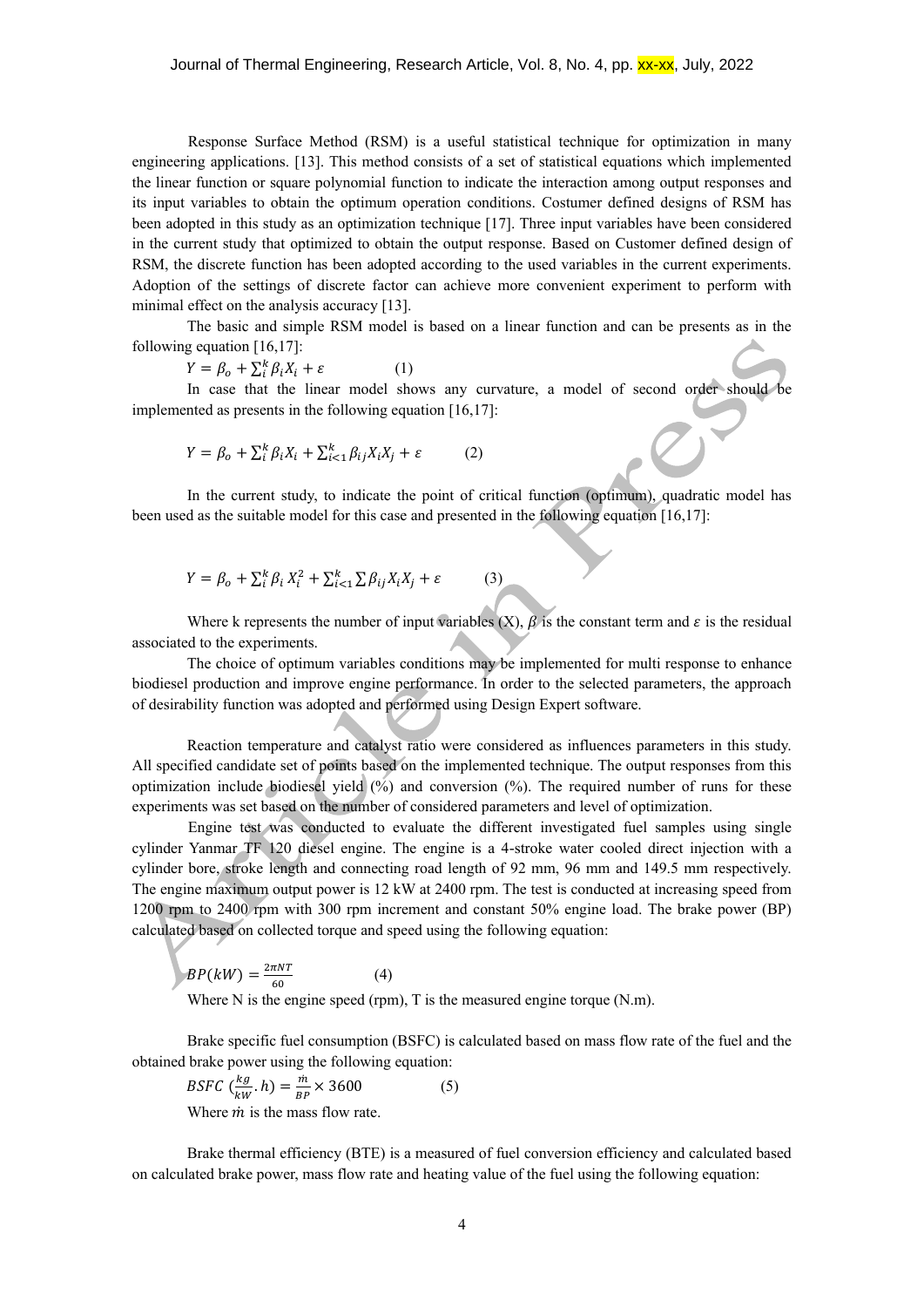Response Surface Method (RSM) is a useful statistical technique for optimization in many engineering applications. [13]. This method consists of a set of statistical equations which implemented the linear function or square polynomial function to indicate the interaction among output responses and its input variables to obtain the optimum operation conditions. Costumer defined designs of RSM has been adopted in this study as an optimization technique [17]. Three input variables have been considered in the current study that optimized to obtain the output response. Based on Customer defined design of RSM, the discrete function has been adopted according to the used variables in the current experiments. Adoption of the settings of discrete factor can achieve more convenient experiment to perform with minimal effect on the analysis accuracy [13].

The basic and simple RSM model is based on a linear function and can be presents as in the following equation [16,17]:

$$Y = \beta_o + \sum_{i}^{k} \beta_i X_i + \varepsilon \qquad (1)$$

In case that the linear model shows any curvature, a model of second order should be implemented as presents in the following equation [16,17]:

$$Y = \beta_o + \sum_{i}^{k} \beta_i X_i + \sum_{i<1}^{k} \beta_{ij} X_i X_j + \varepsilon \qquad (2)$$

In the current study, to indicate the point of critical function (optimum), quadratic model has been used as the suitable model for this case and presented in the following equation [16,17]:

$$Y = \beta_o + \sum_{i}^{k} \beta_i X_i^2 + \sum_{i<1}^{k} \sum \beta_{ij} X_i X_j + \varepsilon \qquad (3)$$

Where k represents the number of input variables (X), $\beta$ is the constant term and $\varepsilon$ is the residual associated to the experiments.

The choice of optimum variables conditions may be implemented for multi response to enhance biodiesel production and improve engine performance. In order to the selected parameters, the approach of desirability function was adopted and performed using Design Expert software.

Reaction temperature and catalyst ratio were considered as influences parameters in this study. All specified candidate set of points based on the implemented technique. The output responses from this optimization include biodiesel yield (%) and conversion (%). The required number of runs for these experiments was set based on the number of considered parameters and level of optimization.

Engine test was conducted to evaluate the different investigated fuel samples using single cylinder Yanmar TF 120 diesel engine. The engine is a 4-stroke water cooled direct injection with a cylinder bore, stroke length and connecting road length of 92 mm, 96 mm and 149.5 mm respectively. The engine maximum output power is 12 kW at 2400 rpm. The test is conducted at increasing speed from 1200 rpm to 2400 rpm with 300 rpm increment and constant 50% engine load. The brake power (BP) calculated based on collected torque and speed using the following equation:

$$BP(kW) = \frac{2\pi NT}{60} \qquad (4)$$

Where N is the engine speed (rpm), T is the measured engine torque (N.m).

Brake specific fuel consumption (BSFC) is calculated based on mass flow rate of the fuel and the obtained brake power using the following equation:

$$BSFC\ (\frac{kg}{kW}.h) = \frac{\dot{m}}{BP} \times 3600 \qquad (5)$$

Where $\dot{m}$ is the mass flow rate.

Brake thermal efficiency (BTE) is a measured of fuel conversion efficiency and calculated based on calculated brake power, mass flow rate and heating value of the fuel using the following equation: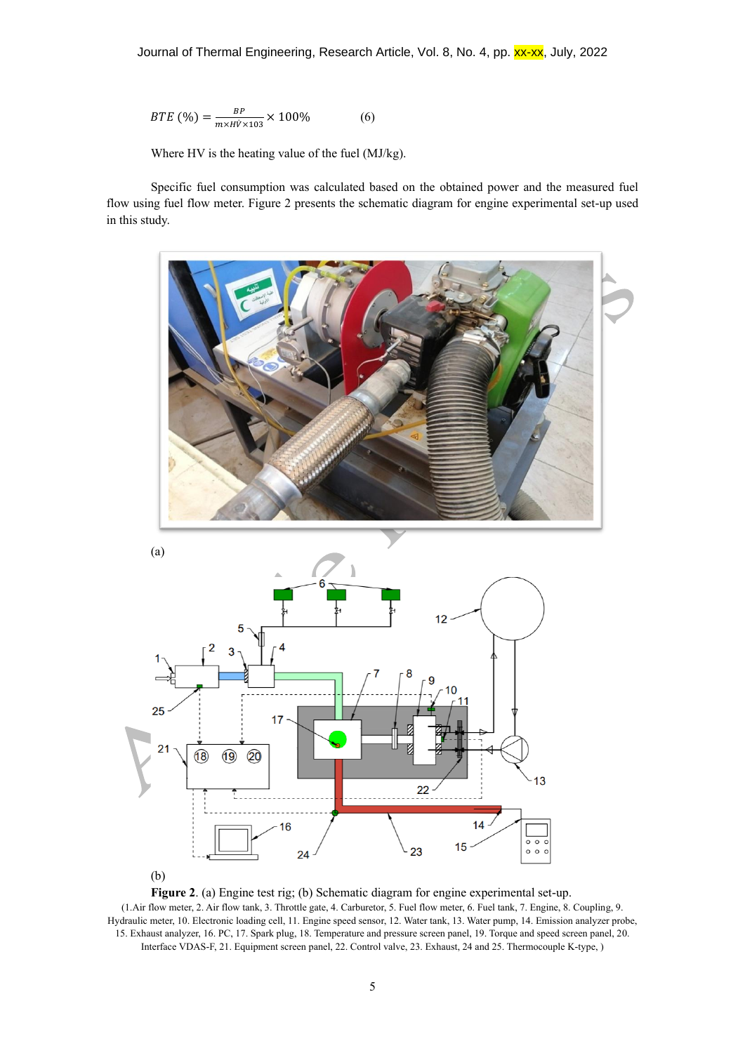$$BTE\ (\%) = \frac{BP}{\dot{m} \times HV \times 103} \times 100\% \qquad (6)$$

Where HV is the heating value of the fuel (MJ/kg).

Specific fuel consumption was calculated based on the obtained power and the measured fuel flow using fuel flow meter. Figure 2 presents the schematic diagram for engine experimental set-up used in this study.

(a)

(b)

**Figure 2**. (a) Engine test rig; (b) Schematic diagram for engine experimental set-up.

(1.Air flow meter, 2. Air flow tank, 3. Throttle gate, 4. Carburetor, 5. Fuel flow meter, 6. Fuel tank, 7. Engine, 8. Coupling, 9. Hydraulic meter, 10. Electronic loading cell, 11. Engine speed sensor, 12. Water tank, 13. Water pump, 14. Emission analyzer probe, 15. Exhaust analyzer, 16. PC, 17. Spark plug, 18. Temperature and pressure screen panel, 19. Torque and speed screen panel, 20. Interface VDAS-F, 21. Equipment screen panel, 22. Control valve, 23. Exhaust, 24 and 25. Thermocouple K-type, )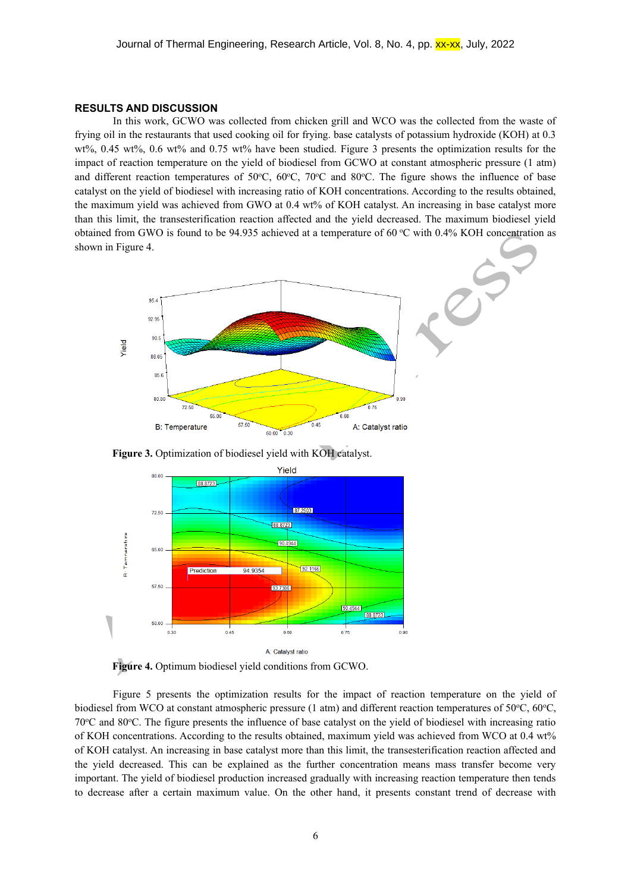## RESULTS AND DISCUSSION

In this work, GCWO was collected from chicken grill and WCO was the collected from the waste of frying oil in the restaurants that used cooking oil for frying. base catalysts of potassium hydroxide (KOH) at 0.3 wt%, 0.45 wt%, 0.6 wt% and 0.75 wt% have been studied. Figure 3 presents the optimization results for the impact of reaction temperature on the yield of biodiesel from GCWO at constant atmospheric pressure (1 atm) and different reaction temperatures of 50°C, 60°C, 70°C and 80°C. The figure shows the influence of base catalyst on the yield of biodiesel with increasing ratio of KOH concentrations. According to the results obtained, the maximum yield was achieved from GWO at 0.4 wt% of KOH catalyst. An increasing in base catalyst more than this limit, the transesterification reaction affected and the yield decreased. The maximum biodiesel yield obtained from GWO is found to be 94.935 achieved at a temperature of 60 °C with 0.4% KOH concentration as shown in Figure 4.

**Figure 3.** Optimization of biodiesel yield with KOH catalyst.

**Figure 4.** Optimum biodiesel yield conditions from GCWO.

Figure 5 presents the optimization results for the impact of reaction temperature on the yield of biodiesel from WCO at constant atmospheric pressure (1 atm) and different reaction temperatures of 50°C, 60°C, 70°C and 80°C. The figure presents the influence of base catalyst on the yield of biodiesel with increasing ratio of KOH concentrations. According to the results obtained, maximum yield was achieved from WCO at 0.4 wt% of KOH catalyst. An increasing in base catalyst more than this limit, the transesterification reaction affected and the yield decreased. This can be explained as the further concentration means mass transfer become very important. The yield of biodiesel production increased gradually with increasing reaction temperature then tends to decrease after a certain maximum value. On the other hand, it presents constant trend of decrease with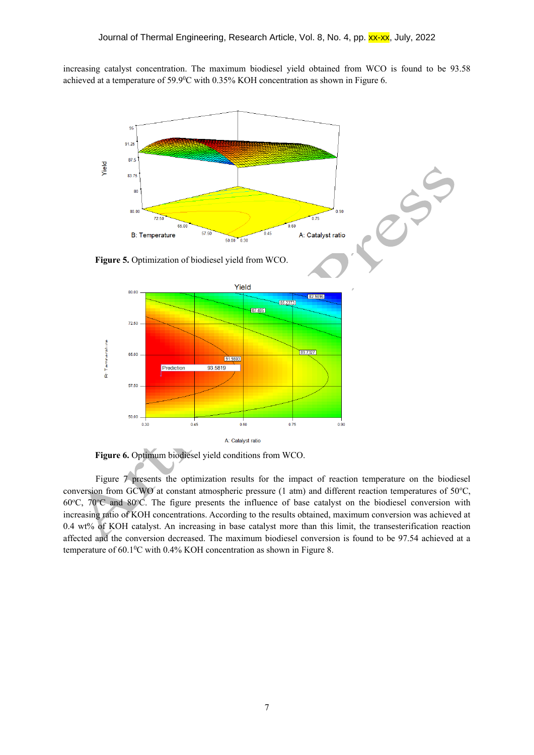increasing catalyst concentration. The maximum biodiesel yield obtained from WCO is found to be 93.58 achieved at a temperature of 59.9$^0$C with 0.35% KOH concentration as shown in Figure 6.

**Figure 5.** Optimization of biodiesel yield from WCO.

**Figure 6.** Optimum biodiesel yield conditions from WCO.

Figure 7 presents the optimization results for the impact of reaction temperature on the biodiesel conversion from GCWO at constant atmospheric pressure (1 atm) and different reaction temperatures of 50$^o$C, 60$^o$C, 70$^o$C and 80$^o$C. The figure presents the influence of base catalyst on the biodiesel conversion with increasing ratio of KOH concentrations. According to the results obtained, maximum conversion was achieved at 0.4 wt% of KOH catalyst. An increasing in base catalyst more than this limit, the transesterification reaction affected and the conversion decreased. The maximum biodiesel conversion is found to be 97.54 achieved at a temperature of 60.1$^0$C with 0.4% KOH concentration as shown in Figure 8.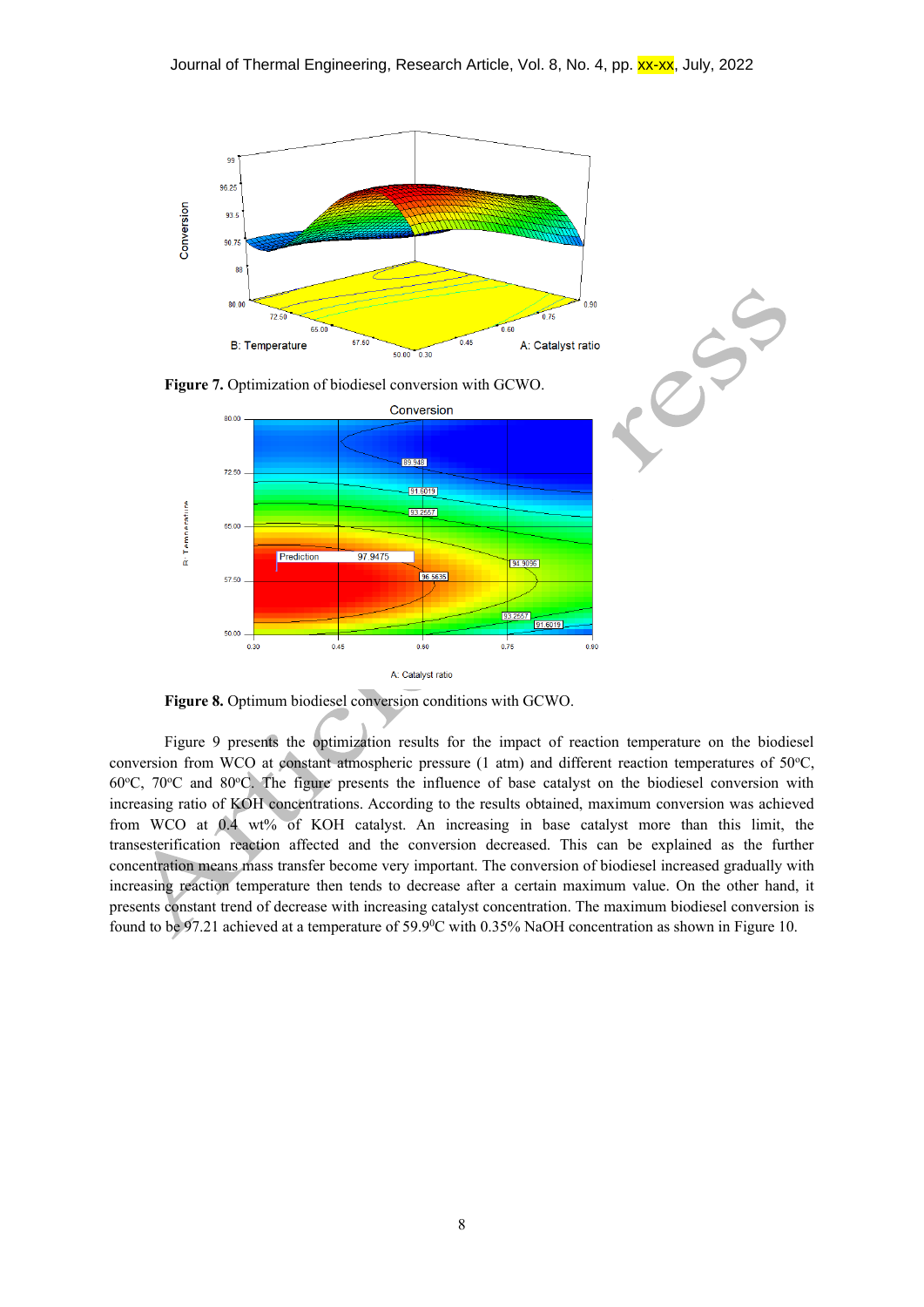**Figure 7.** Optimization of biodiesel conversion with GCWO.

**Figure 8.** Optimum biodiesel conversion conditions with GCWO.

Figure 9 presents the optimization results for the impact of reaction temperature on the biodiesel conversion from WCO at constant atmospheric pressure (1 atm) and different reaction temperatures of 50°C, 60°C, 70°C and 80°C. The figure presents the influence of base catalyst on the biodiesel conversion with increasing ratio of KOH concentrations. According to the results obtained, maximum conversion was achieved from WCO at 0.4 wt% of KOH catalyst. An increasing in base catalyst more than this limit, the transesterification reaction affected and the conversion decreased. This can be explained as the further concentration means mass transfer become very important. The conversion of biodiesel increased gradually with increasing reaction temperature then tends to decrease after a certain maximum value. On the other hand, it presents constant trend of decrease with increasing catalyst concentration. The maximum biodiesel conversion is found to be 97.21 achieved at a temperature of 59.9°C with 0.35% NaOH concentration as shown in Figure 10.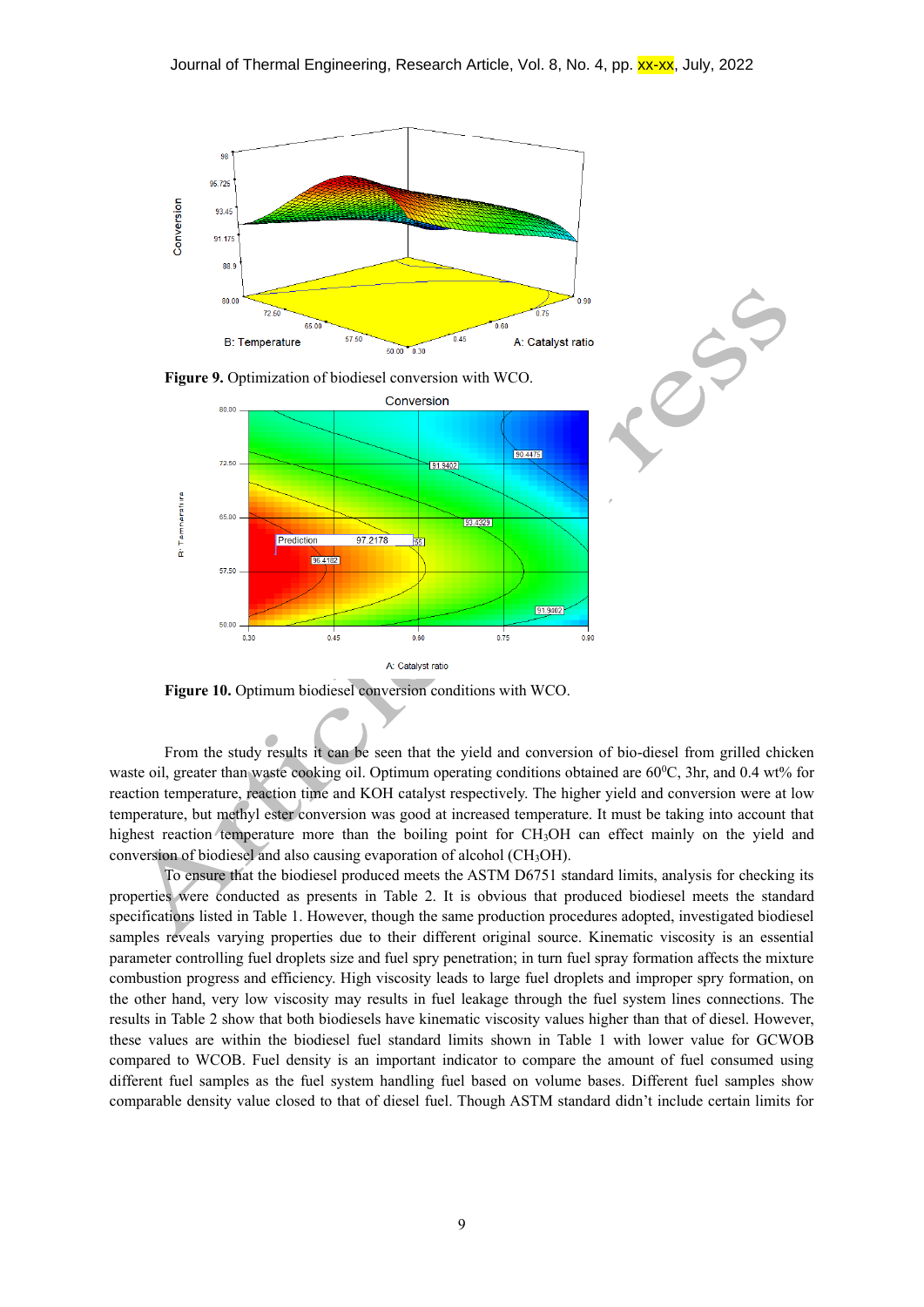**Figure 9.** Optimization of biodiesel conversion with WCO.

**Figure 10.** Optimum biodiesel conversion conditions with WCO.

From the study results it can be seen that the yield and conversion of bio-diesel from grilled chicken waste oil, greater than waste cooking oil. Optimum operating conditions obtained are 60$^0$C, 3hr, and 0.4 wt% for reaction temperature, reaction time and KOH catalyst respectively. The higher yield and conversion were at low temperature, but methyl ester conversion was good at increased temperature. It must be taking into account that highest reaction temperature more than the boiling point for $CH_3OH$ can effect mainly on the yield and conversion of biodiesel and also causing evaporation of alcohol ($CH_3OH$).

To ensure that the biodiesel produced meets the ASTM D6751 standard limits, analysis for checking its properties were conducted as presents in Table 2. It is obvious that produced biodiesel meets the standard specifications listed in Table 1. However, though the same production procedures adopted, investigated biodiesel samples reveals varying properties due to their different original source. Kinematic viscosity is an essential parameter controlling fuel droplets size and fuel spry penetration; in turn fuel spray formation affects the mixture combustion progress and efficiency. High viscosity leads to large fuel droplets and improper spry formation, on the other hand, very low viscosity may results in fuel leakage through the fuel system lines connections. The results in Table 2 show that both biodiesels have kinematic viscosity values higher than that of diesel. However, these values are within the biodiesel fuel standard limits shown in Table 1 with lower value for GCWOB compared to WCOB. Fuel density is an important indicator to compare the amount of fuel consumed using different fuel samples as the fuel system handling fuel based on volume bases. Different fuel samples show comparable density value closed to that of diesel fuel. Though ASTM standard didn't include certain limits for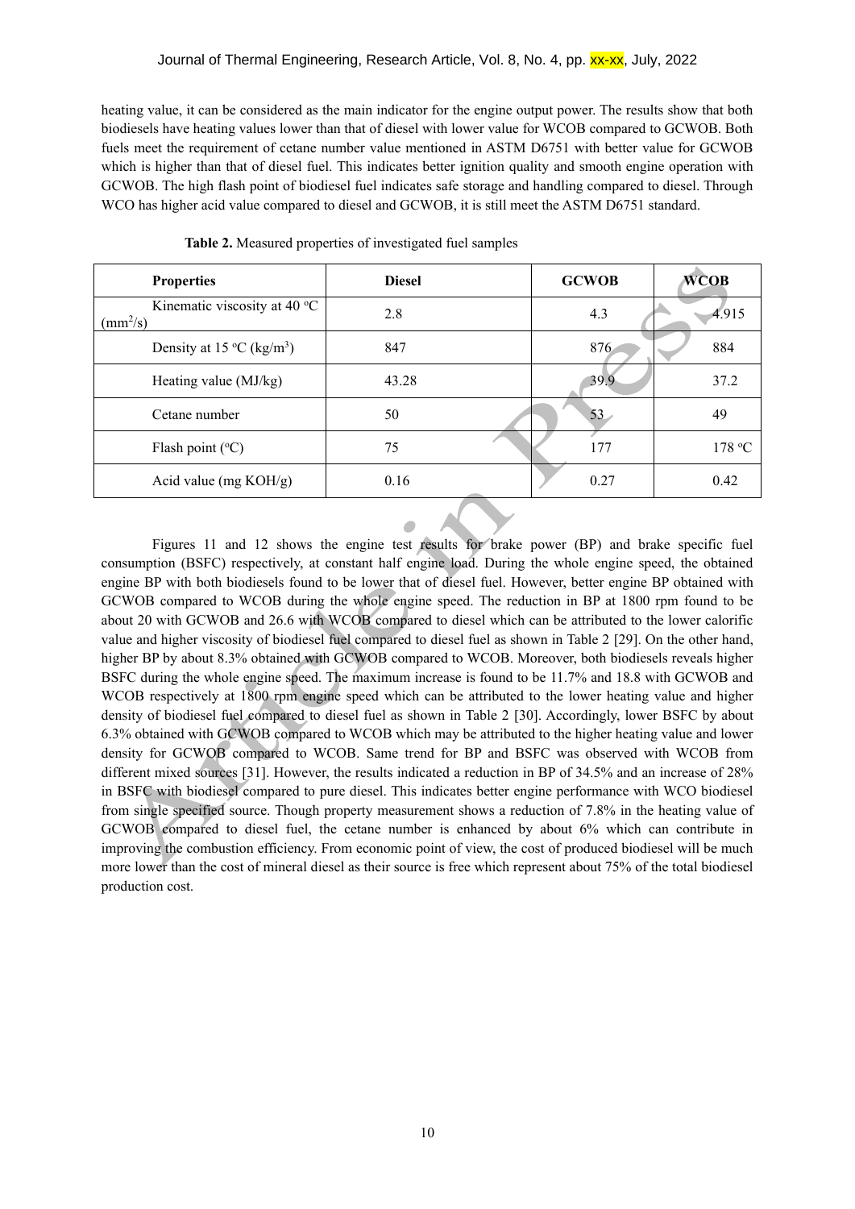heating value, it can be considered as the main indicator for the engine output power. The results show that both biodiesels have heating values lower than that of diesel with lower value for WCOB compared to GCWOB. Both fuels meet the requirement of cetane number value mentioned in ASTM D6751 with better value for GCWOB which is higher than that of diesel fuel. This indicates better ignition quality and smooth engine operation with GCWOB. The high flash point of biodiesel fuel indicates safe storage and handling compared to diesel. Through WCO has higher acid value compared to diesel and GCWOB, it is still meet the ASTM D6751 standard.

**Table 2.** Measured properties of investigated fuel samples

| Properties | Diesel | GCWOB | WCOB |
|---|---|---|---|
| Kinematic viscosity at 40 °C ($mm^2/s$) | 2.8 | 4.3 | 4.915 |
| Density at 15 °C ($kg/m^3$) | 847 | 876 | 884 |
| Heating value (MJ/kg) | 43.28 | 39.9 | 37.2 |
| Cetane number | 50 | 53 | 49 |
| Flash point (°C) | 75 | 177 | 178 °C |
| Acid value (mg KOH/g) | 0.16 | 0.27 | 0.42 |

Figures 11 and 12 shows the engine test results for brake power (BP) and brake specific fuel consumption (BSFC) respectively, at constant half engine load. During the whole engine speed, the obtained engine BP with both biodiesels found to be lower that of diesel fuel. However, better engine BP obtained with GCWOB compared to WCOB during the whole engine speed. The reduction in BP at 1800 rpm found to be about 20 with GCWOB and 26.6 with WCOB compared to diesel which can be attributed to the lower calorific value and higher viscosity of biodiesel fuel compared to diesel fuel as shown in Table 2 [29]. On the other hand, higher BP by about 8.3% obtained with GCWOB compared to WCOB. Moreover, both biodiesels reveals higher BSFC during the whole engine speed. The maximum increase is found to be 11.7% and 18.8 with GCWOB and WCOB respectively at 1800 rpm engine speed which can be attributed to the lower heating value and higher density of biodiesel fuel compared to diesel fuel as shown in Table 2 [30]. Accordingly, lower BSFC by about 6.3% obtained with GCWOB compared to WCOB which may be attributed to the higher heating value and lower density for GCWOB compared to WCOB. Same trend for BP and BSFC was observed with WCOB from different mixed sources [31]. However, the results indicated a reduction in BP of 34.5% and an increase of 28% in BSFC with biodiesel compared to pure diesel. This indicates better engine performance with WCO biodiesel from single specified source. Though property measurement shows a reduction of 7.8% in the heating value of GCWOB compared to diesel fuel, the cetane number is enhanced by about 6% which can contribute in improving the combustion efficiency. From economic point of view, the cost of produced biodiesel will be much more lower than the cost of mineral diesel as their source is free which represent about 75% of the total biodiesel production cost.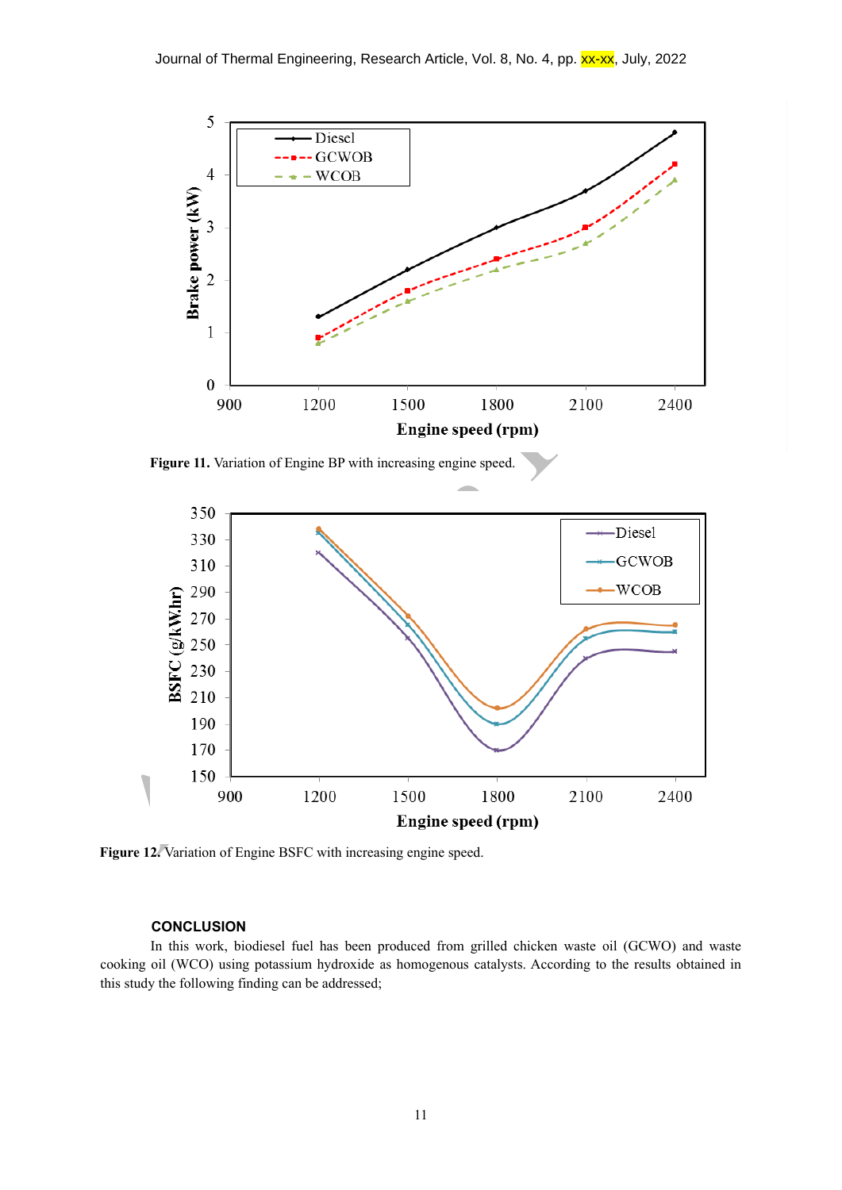Figure 11. Variation of Engine BP with increasing engine speed.

Figure 12. Variation of Engine BSFC with increasing engine speed.

## CONCLUSION

In this work, biodiesel fuel has been produced from grilled chicken waste oil (GCWO) and waste cooking oil (WCO) using potassium hydroxide as homogenous catalysts. According to the results obtained in this study the following finding can be addressed;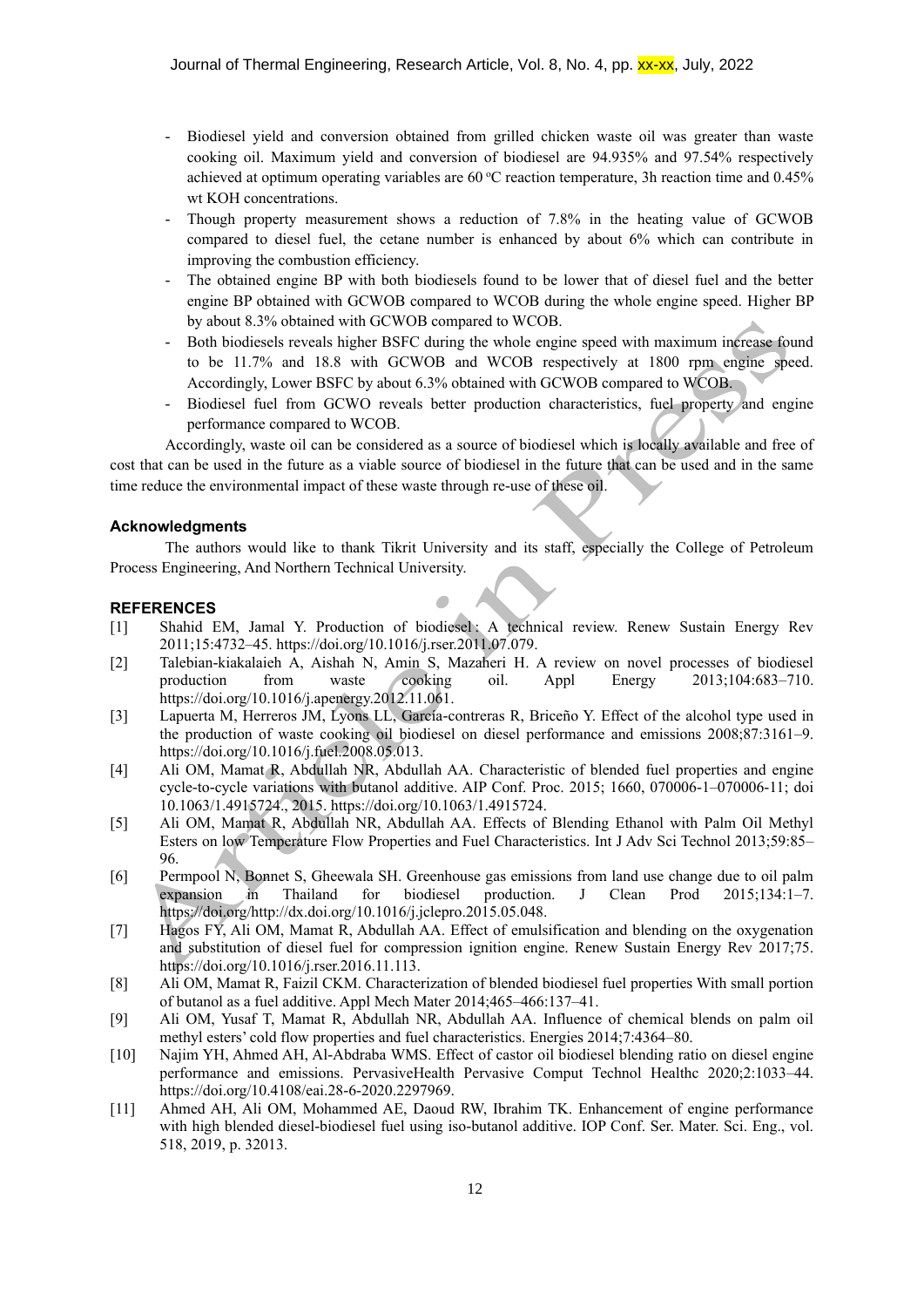- Biodiesel yield and conversion obtained from grilled chicken waste oil was greater than waste cooking oil. Maximum yield and conversion of biodiesel are 94.935% and 97.54% respectively achieved at optimum operating variables are 60 $^{o}$C reaction temperature, 3h reaction time and 0.45% wt KOH concentrations.
- Though property measurement shows a reduction of 7.8% in the heating value of GCWOB compared to diesel fuel, the cetane number is enhanced by about 6% which can contribute in improving the combustion efficiency.
- The obtained engine BP with both biodiesels found to be lower that of diesel fuel and the better engine BP obtained with GCWOB compared to WCOB during the whole engine speed. Higher BP by about 8.3% obtained with GCWOB compared to WCOB.
- Both biodiesels reveals higher BSFC during the whole engine speed with maximum increase found to be 11.7% and 18.8 with GCWOB and WCOB respectively at 1800 rpm engine speed. Accordingly, Lower BSFC by about 6.3% obtained with GCWOB compared to WCOB.
- Biodiesel fuel from GCWO reveals better production characteristics, fuel property and engine performance compared to WCOB.

Accordingly, waste oil can be considered as a source of biodiesel which is locally available and free of cost that can be used in the future as a viable source of biodiesel in the future that can be used and in the same time reduce the environmental impact of these waste through re-use of these oil.

## Acknowledgments

The authors would like to thank Tikrit University and its staff, especially the College of Petroleum Process Engineering, And Northern Technical University.

## REFERENCES

[1] Shahid EM, Jamal Y. Production of biodiesel : A technical review. Renew Sustain Energy Rev 2011;15:4732–45. https://doi.org/10.1016/j.rser.2011.07.079.

[2] Talebian-kiakalaieh A, Aishah N, Amin S, Mazaheri H. A review on novel processes of biodiesel production from waste cooking oil. Appl Energy 2013;104:683–710. https://doi.org/10.1016/j.apenergy.2012.11.061.

[3] Lapuerta M, Herreros JM, Lyons LL, García-contreras R, Briceño Y. Effect of the alcohol type used in the production of waste cooking oil biodiesel on diesel performance and emissions 2008;87:3161–9. https://doi.org/10.1016/j.fuel.2008.05.013.

[4] Ali OM, Mamat R, Abdullah NR, Abdullah AA. Characteristic of blended fuel properties and engine cycle-to-cycle variations with butanol additive. AIP Conf. Proc. 2015; 1660, 070006-1–070006-11; doi 10.1063/1.4915724., 2015. https://doi.org/10.1063/1.4915724.

[5] Ali OM, Mamat R, Abdullah NR, Abdullah AA. Effects of Blending Ethanol with Palm Oil Methyl Esters on low Temperature Flow Properties and Fuel Characteristics. Int J Adv Sci Technol 2013;59:85–96.

[6] Permpool N, Bonnet S, Gheewala SH. Greenhouse gas emissions from land use change due to oil palm expansion in Thailand for biodiesel production. J Clean Prod 2015;134:1–7. https://doi.org/http://dx.doi.org/10.1016/j.jclepro.2015.05.048.

[7] Hagos FY, Ali OM, Mamat R, Abdullah AA. Effect of emulsification and blending on the oxygenation and substitution of diesel fuel for compression ignition engine. Renew Sustain Energy Rev 2017;75. https://doi.org/10.1016/j.rser.2016.11.113.

[8] Ali OM, Mamat R, Faizil CKM. Characterization of blended biodiesel fuel properties With small portion of butanol as a fuel additive. Appl Mech Mater 2014;465–466:137–41.

[9] Ali OM, Yusaf T, Mamat R, Abdullah NR, Abdullah AA. Influence of chemical blends on palm oil methyl esters' cold flow properties and fuel characteristics. Energies 2014;7:4364–80.

[10] Najim YH, Ahmed AH, Al-Abdraba WMS. Effect of castor oil biodiesel blending ratio on diesel engine performance and emissions. PervasiveHealth Pervasive Comput Technol Healthc 2020;2:1033–44. https://doi.org/10.4108/eai.28-6-2020.2297969.

[11] Ahmed AH, Ali OM, Mohammed AE, Daoud RW, Ibrahim TK. Enhancement of engine performance with high blended diesel-biodiesel fuel using iso-butanol additive. IOP Conf. Ser. Mater. Sci. Eng., vol. 518, 2019, p. 32013.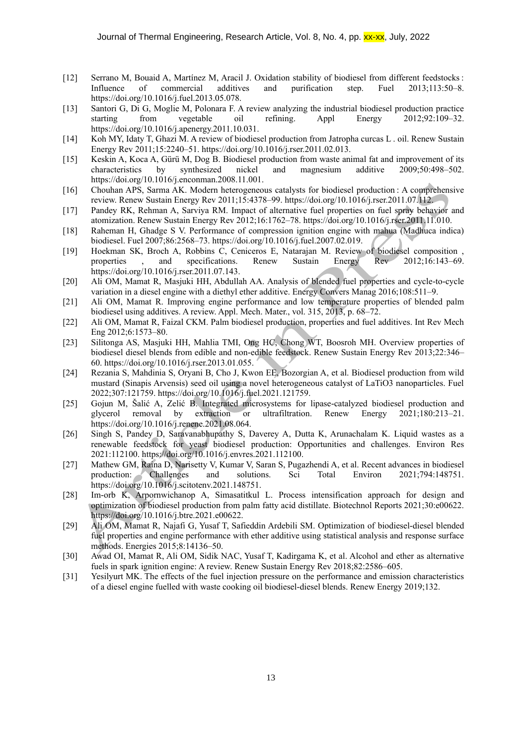[12] Serrano M, Bouaid A, Martínez M, Aracil J. Oxidation stability of biodiesel from different feedstocks : Influence of commercial additives and purification step. Fuel 2013;113:50–8. https://doi.org/10.1016/j.fuel.2013.05.078.

[13] Santori G, Di G, Moglie M, Polonara F. A review analyzing the industrial biodiesel production practice starting from vegetable oil refining. Appl Energy 2012;92:109–32. https://doi.org/10.1016/j.apenergy.2011.10.031.

[14] Koh MY, Idaty T, Ghazi M. A review of biodiesel production from Jatropha curcas L . oil. Renew Sustain Energy Rev 2011;15:2240–51. https://doi.org/10.1016/j.rser.2011.02.013.

[15] Keskin A, Koca A, Gürü M, Dog B. Biodiesel production from waste animal fat and improvement of its characteristics by synthesized nickel and magnesium additive 2009;50:498–502. https://doi.org/10.1016/j.enconman.2008.11.001.

[16] Chouhan APS, Sarma AK. Modern heterogeneous catalysts for biodiesel production : A comprehensive review. Renew Sustain Energy Rev 2011;15:4378–99. https://doi.org/10.1016/j.rser.2011.07.112.

[17] Pandey RK, Rehman A, Sarviya RM. Impact of alternative fuel properties on fuel spray behavior and atomization. Renew Sustain Energy Rev 2012;16:1762–78. https://doi.org/10.1016/j.rser.2011.11.010.

[18] Raheman H, Ghadge S V. Performance of compression ignition engine with mahua (Madhuca indica) biodiesel. Fuel 2007;86:2568–73. https://doi.org/10.1016/j.fuel.2007.02.019.

[19] Hoekman SK, Broch A, Robbins C, Ceniceros E, Natarajan M. Review of biodiesel composition , properties , and specifications. Renew Sustain Energy Rev 2012;16:143–69. https://doi.org/10.1016/j.rser.2011.07.143.

[20] Ali OM, Mamat R, Masjuki HH, Abdullah AA. Analysis of blended fuel properties and cycle-to-cycle variation in a diesel engine with a diethyl ether additive. Energy Convers Manag 2016;108:511–9.

[21] Ali OM, Mamat R. Improving engine performance and low temperature properties of blended palm biodiesel using additives. A review. Appl. Mech. Mater., vol. 315, 2013, p. 68–72.

[22] Ali OM, Mamat R, Faizal CKM. Palm biodiesel production, properties and fuel additives. Int Rev Mech Eng 2012;6:1573–80.

[23] Silitonga AS, Masjuki HH, Mahlia TMI, Ong HC, Chong WT, Boosroh MH. Overview properties of biodiesel diesel blends from edible and non-edible feedstock. Renew Sustain Energy Rev 2013;22:346–60. https://doi.org/10.1016/j.rser.2013.01.055.

[24] Rezania S, Mahdinia S, Oryani B, Cho J, Kwon EE, Bozorgian A, et al. Biodiesel production from wild mustard (Sinapis Arvensis) seed oil using a novel heterogeneous catalyst of LaTiO3 nanoparticles. Fuel 2022;307:121759. https://doi.org/10.1016/j.fuel.2021.121759.

[25] Gojun M, Šalić A, Zelić B. Integrated microsystems for lipase-catalyzed biodiesel production and glycerol removal by extraction or ultrafiltration. Renew Energy 2021;180:213–21. https://doi.org/10.1016/j.renene.2021.08.064.

[26] Singh S, Pandey D, Saravanabhupathy S, Daverey A, Dutta K, Arunachalam K. Liquid wastes as a renewable feedstock for yeast biodiesel production: Opportunities and challenges. Environ Res 2021:112100. https://doi.org/10.1016/j.envres.2021.112100.

[27] Mathew GM, Raina D, Narisetty V, Kumar V, Saran S, Pugazhendi A, et al. Recent advances in biodiesel production: Challenges and solutions. Sci Total Environ 2021;794:148751. https://doi.org/10.1016/j.scitotenv.2021.148751.

[28] Im-orb K, Arpornwichanop A, Simasatitkul L. Process intensification approach for design and optimization of biodiesel production from palm fatty acid distillate. Biotechnol Reports 2021;30:e00622. https://doi.org/10.1016/j.btre.2021.e00622.

[29] Ali OM, Mamat R, Najafi G, Yusaf T, Safieddin Ardebili SM. Optimization of biodiesel-diesel blended fuel properties and engine performance with ether additive using statistical analysis and response surface methods. Energies 2015;8:14136–50.

[30] Awad OI, Mamat R, Ali OM, Sidik NAC, Yusaf T, Kadirgama K, et al. Alcohol and ether as alternative fuels in spark ignition engine: A review. Renew Sustain Energy Rev 2018;82:2586–605.

[31] Yesilyurt MK. The effects of the fuel injection pressure on the performance and emission characteristics of a diesel engine fuelled with waste cooking oil biodiesel-diesel blends. Renew Energy 2019;132.